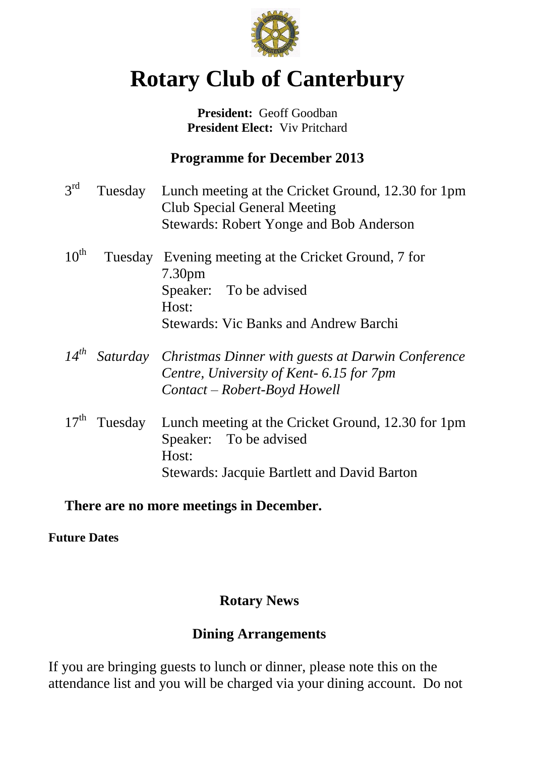# Rotary Club of Canterbury

**President:** Geoff Goodban
**President Elect:** Viv Pritchard

## Programme for December 2013

3rd Tuesday — Lunch meeting at the Cricket Ground, 12.30 for 1pm
Club Special General Meeting
Stewards: Robert Yonge and Bob Anderson

10th Tuesday — Evening meeting at the Cricket Ground, 7 for 7.30pm
Speaker: To be advised
Host:
Stewards: Vic Banks and Andrew Barchi

*14th Saturday — Christmas Dinner with guests at Darwin Conference Centre, University of Kent- 6.15 for 7pm*
*Contact – Robert-Boyd Howell*

17th Tuesday — Lunch meeting at the Cricket Ground, 12.30 for 1pm
Speaker: To be advised
Host:
Stewards: Jacquie Bartlett and David Barton

**There are no more meetings in December.**

**Future Dates**

## Rotary News

### Dining Arrangements

If you are bringing guests to lunch or dinner, please note this on the attendance list and you will be charged via your dining account. Do not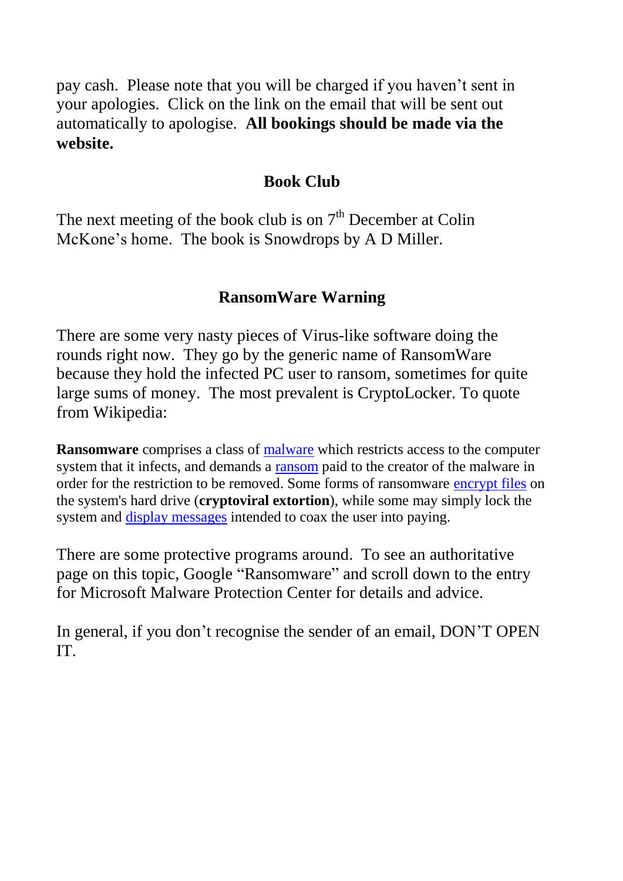pay cash. Please note that you will be charged if you haven't sent in your apologies. Click on the link on the email that will be sent out automatically to apologise. **All bookings should be made via the website.**

## Book Club

The next meeting of the book club is on 7th December at Colin McKone's home. The book is Snowdrops by A D Miller.

## RansomWare Warning

There are some very nasty pieces of Virus-like software doing the rounds right now. They go by the generic name of RansomWare because they hold the infected PC user to ransom, sometimes for quite large sums of money. The most prevalent is CryptoLocker. To quote from Wikipedia:

> **Ransomware** comprises a class of malware which restricts access to the computer system that it infects, and demands a ransom paid to the creator of the malware in order for the restriction to be removed. Some forms of ransomware encrypt files on the system's hard drive (**cryptoviral extortion**), while some may simply lock the system and display messages intended to coax the user into paying.

There are some protective programs around. To see an authoritative page on this topic, Google "Ransomware" and scroll down to the entry for Microsoft Malware Protection Center for details and advice.

In general, if you don't recognise the sender of an email, DON'T OPEN IT.